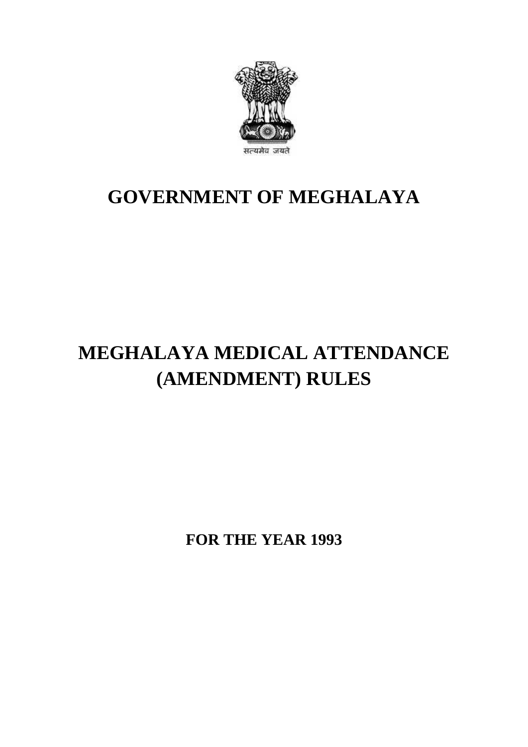सत्यमेव जयते

# GOVERNMENT OF MEGHALAYA

# MEGHALAYA MEDICAL ATTENDANCE (AMENDMENT) RULES

**FOR THE YEAR 1993**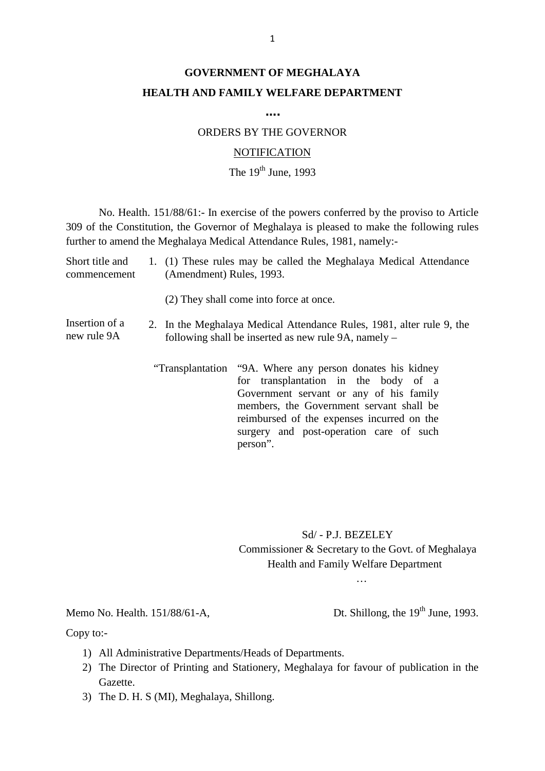**GOVERNMENT OF MEGHALAYA**

**HEALTH AND FAMILY WELFARE DEPARTMENT**

**....**

ORDERS BY THE GOVERNOR

NOTIFICATION

The 19th June, 1993

No. Health. 151/88/61:- In exercise of the powers conferred by the proviso to Article 309 of the Constitution, the Governor of Meghalaya is pleased to make the following rules further to amend the Meghalaya Medical Attendance Rules, 1981, namely:-

Short title and commencement

1. (1) These rules may be called the Meghalaya Medical Attendance (Amendment) Rules, 1993.

   (2) They shall come into force at once.

Insertion of a new rule 9A

2. In the Meghalaya Medical Attendance Rules, 1981, alter rule 9, the following shall be inserted as new rule 9A, namely –

   "Transplantation "9A. Where any person donates his kidney for transplantation in the body of a Government servant or any of his family members, the Government servant shall be reimbursed of the expenses incurred on the surgery and post-operation care of such person".

Sd/ - P.J. BEZELEY
Commissioner & Secretary to the Govt. of Meghalaya
Health and Family Welfare Department

…

Memo No. Health. 151/88/61-A, Dt. Shillong, the 19th June, 1993.

Copy to:-

1) All Administrative Departments/Heads of Departments.
2) The Director of Printing and Stationery, Meghalaya for favour of publication in the Gazette.
3) The D. H. S (MI), Meghalaya, Shillong.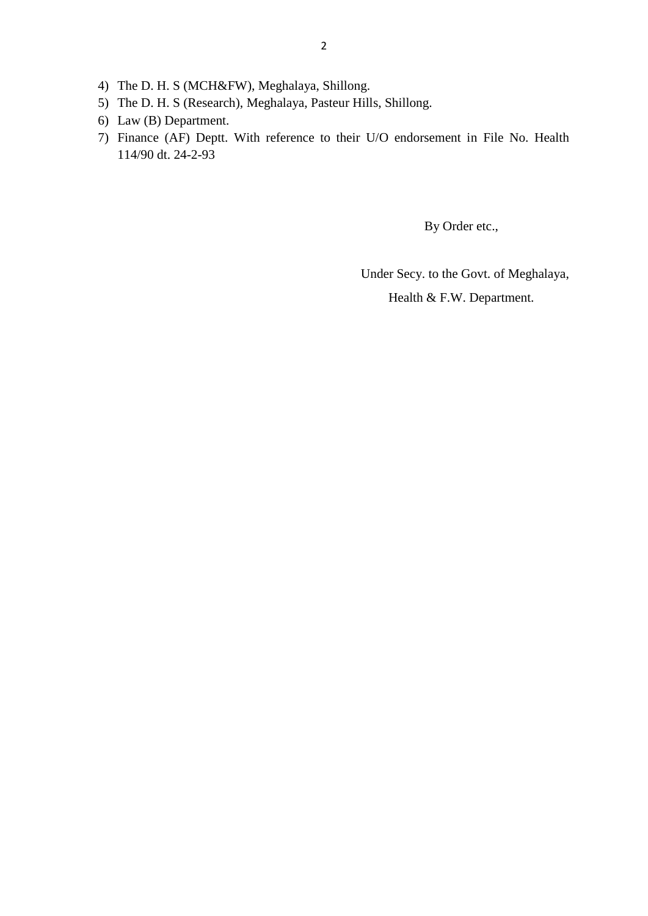4) The D. H. S (MCH&FW), Meghalaya, Shillong.
5) The D. H. S (Research), Meghalaya, Pasteur Hills, Shillong.
6) Law (B) Department.
7) Finance (AF) Deptt. With reference to their U/O endorsement in File No. Health 114/90 dt. 24-2-93

By Order etc.,

Under Secy. to the Govt. of Meghalaya,

Health & F.W. Department.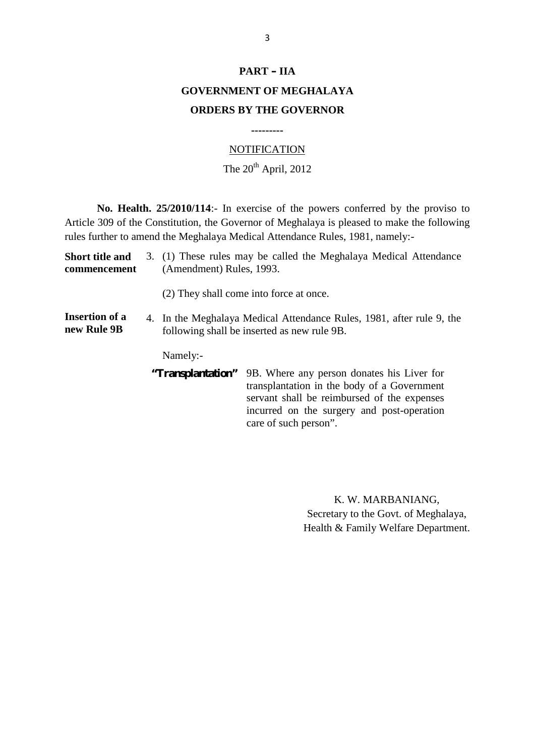**PART – IIA**

**GOVERNMENT OF MEGHALAYA**

**ORDERS BY THE GOVERNOR**

---------

NOTIFICATION

The 20th April, 2012

**No. Health. 25/2010/114**:- In exercise of the powers conferred by the proviso to Article 309 of the Constitution, the Governor of Meghalaya is pleased to make the following rules further to amend the Meghalaya Medical Attendance Rules, 1981, namely:-

**Short title and commencement**

3. (1) These rules may be called the Meghalaya Medical Attendance (Amendment) Rules, 1993.

   (2) They shall come into force at once.

**Insertion of a new Rule 9B**

4. In the Meghalaya Medical Attendance Rules, 1981, after rule 9, the following shall be inserted as new rule 9B.

   Namely:-

   **"Transplantation"** 9B. Where any person donates his Liver for transplantation in the body of a Government servant shall be reimbursed of the expenses incurred on the surgery and post-operation care of such person".

K. W. MARBANIANG,
Secretary to the Govt. of Meghalaya,
Health & Family Welfare Department.